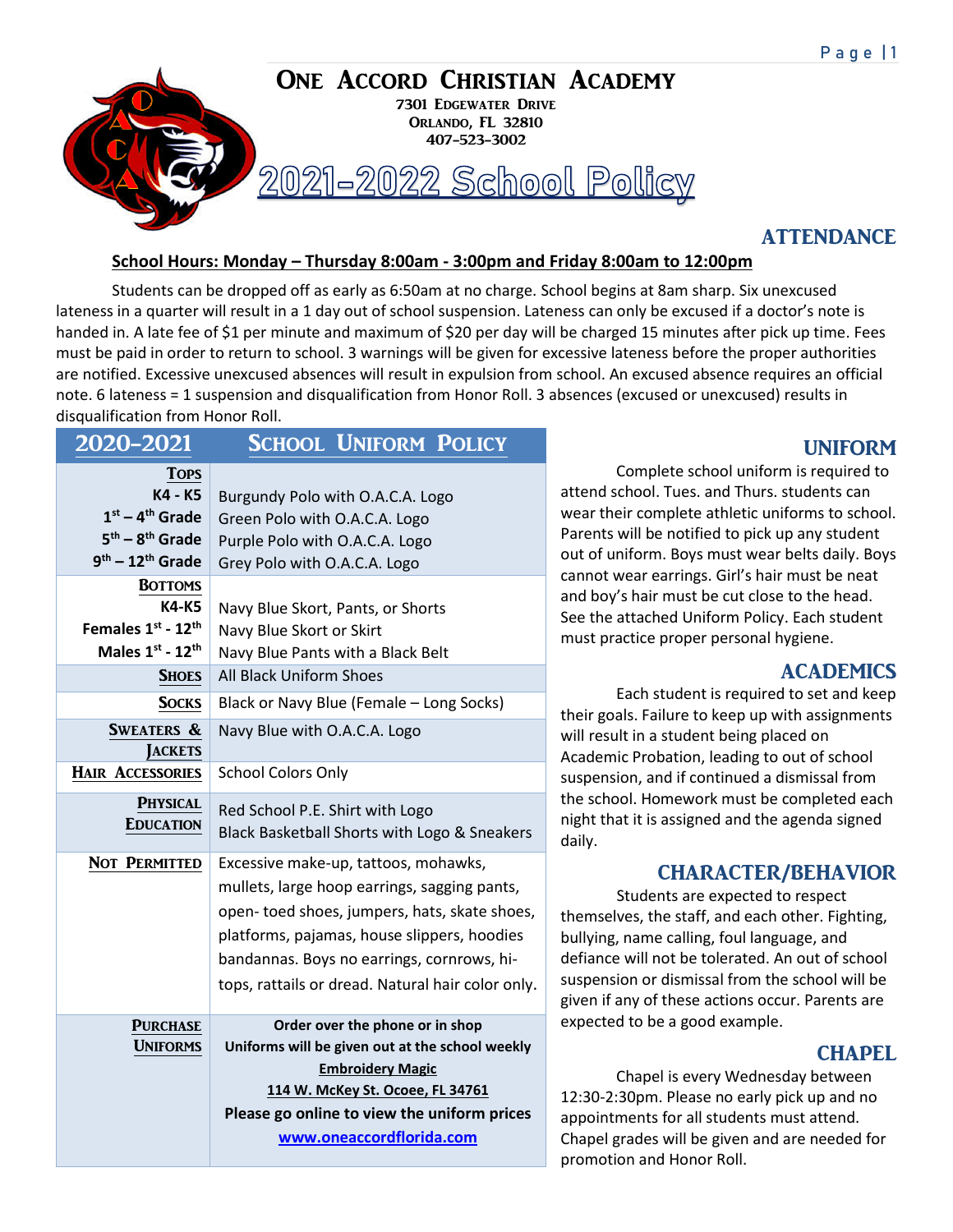# One Accord Christian Academy

7301 Edgewater Drive
Orlando, FL 32810
407-523-3002

# 2021-2022 School Policy

## ATTENDANCE

**School Hours: Monday – Thursday 8:00am - 3:00pm and Friday 8:00am to 12:00pm**

Students can be dropped off as early as 6:50am at no charge. School begins at 8am sharp. Six unexcused lateness in a quarter will result in a 1 day out of school suspension. Lateness can only be excused if a doctor's note is handed in. A late fee of $1 per minute and maximum of $20 per day will be charged 15 minutes after pick up time. Fees must be paid in order to return to school. 3 warnings will be given for excessive lateness before the proper authorities are notified. Excessive unexcused absences will result in expulsion from school. An excused absence requires an official note. 6 lateness = 1 suspension and disqualification from Honor Roll. 3 absences (excused or unexcused) results in disqualification from Honor Roll.

| 2020-2021 | School Uniform Policy |
|---|---|
| **Tops** | |
| **K4 - K5** | Burgundy Polo with O.A.C.A. Logo |
| **1st – 4th Grade** | Green Polo with O.A.C.A. Logo |
| **5th – 8th Grade** | Purple Polo with O.A.C.A. Logo |
| **9th – 12th Grade** | Grey Polo with O.A.C.A. Logo |
| **Bottoms** | |
| **K4-K5** | Navy Blue Skort, Pants, or Shorts |
| **Females 1st - 12th** | Navy Blue Skort or Skirt |
| **Males 1st - 12th** | Navy Blue Pants with a Black Belt |
| **Shoes** | All Black Uniform Shoes |
| **Socks** | Black or Navy Blue (Female – Long Socks) |
| **Sweaters & Jackets** | Navy Blue with O.A.C.A. Logo |
| **Hair Accessories** | School Colors Only |
| **Physical Education** | Red School P.E. Shirt with Logo<br>Black Basketball Shorts with Logo & Sneakers |
| **Not Permitted** | Excessive make-up, tattoos, mohawks, mullets, large hoop earrings, sagging pants, open- toed shoes, jumpers, hats, skate shoes, platforms, pajamas, house slippers, hoodies bandannas. Boys no earrings, cornrows, hi-tops, rattails or dread. Natural hair color only. |
| **Purchase Uniforms** | **Order over the phone or in shop**<br>**Uniforms will be given out at the school weekly**<br>**Embroidery Magic**<br>**114 W. McKey St. Ocoee, FL 34761**<br>**Please go online to view the uniform prices**<br>**www.oneaccordflorida.com** |

## UNIFORM

Complete school uniform is required to attend school. Tues. and Thurs. students can wear their complete athletic uniforms to school. Parents will be notified to pick up any student out of uniform. Boys must wear belts daily. Boys cannot wear earrings. Girl's hair must be neat and boy's hair must be cut close to the head. See the attached Uniform Policy. Each student must practice proper personal hygiene.

## ACADEMICS

Each student is required to set and keep their goals. Failure to keep up with assignments will result in a student being placed on Academic Probation, leading to out of school suspension, and if continued a dismissal from the school. Homework must be completed each night that it is assigned and the agenda signed daily.

## CHARACTER/BEHAVIOR

Students are expected to respect themselves, the staff, and each other. Fighting, bullying, name calling, foul language, and defiance will not be tolerated. An out of school suspension or dismissal from the school will be given if any of these actions occur. Parents are expected to be a good example.

## CHAPEL

Chapel is every Wednesday between 12:30-2:30pm. Please no early pick up and no appointments for all students must attend. Chapel grades will be given and are needed for promotion and Honor Roll.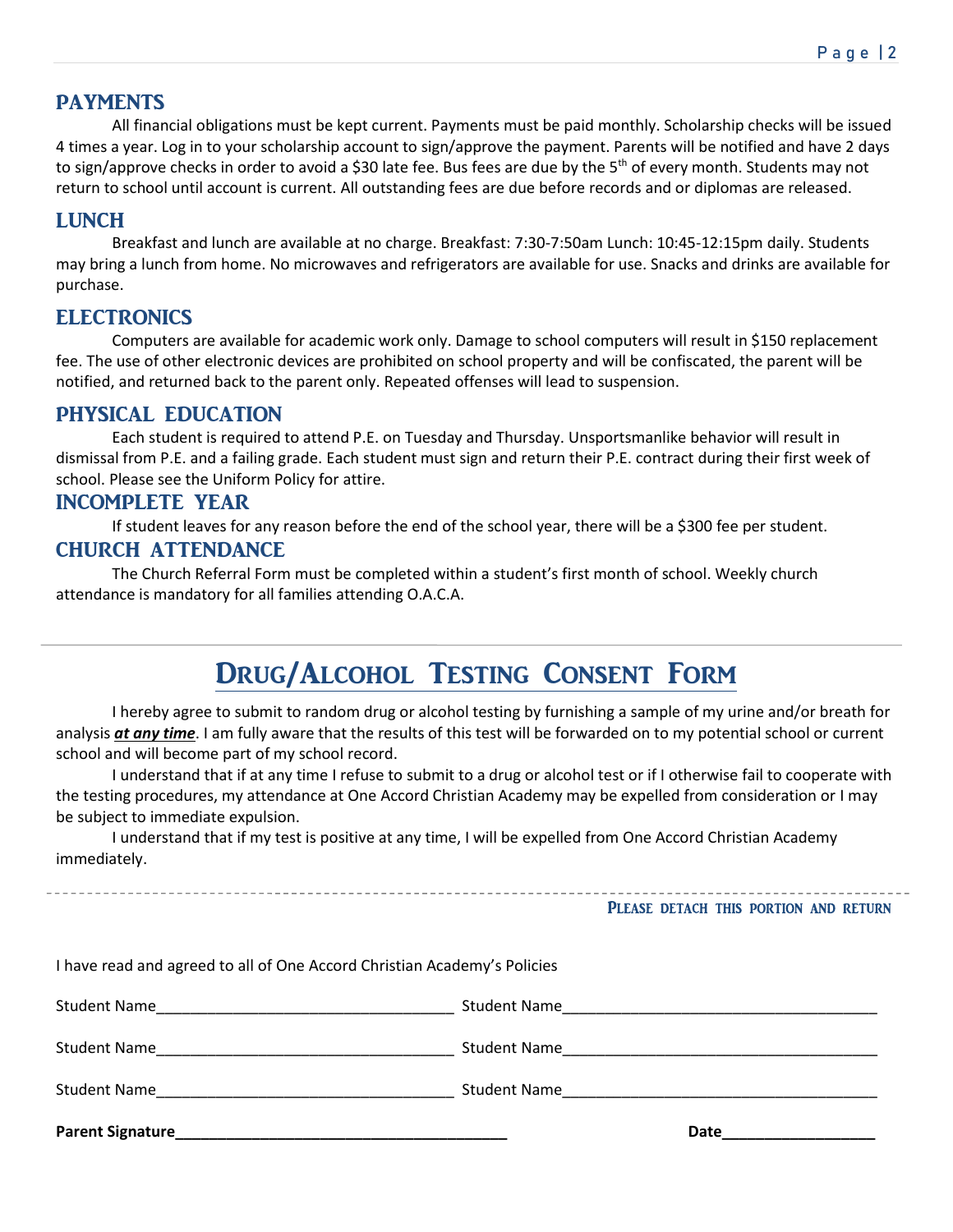## PAYMENTS

All financial obligations must be kept current. Payments must be paid monthly. Scholarship checks will be issued 4 times a year. Log in to your scholarship account to sign/approve the payment. Parents will be notified and have 2 days to sign/approve checks in order to avoid a $30 late fee. Bus fees are due by the 5th of every month. Students may not return to school until account is current. All outstanding fees are due before records and or diplomas are released.

## LUNCH

Breakfast and lunch are available at no charge. Breakfast: 7:30-7:50am Lunch: 10:45-12:15pm daily. Students may bring a lunch from home. No microwaves and refrigerators are available for use. Snacks and drinks are available for purchase.

## ELECTRONICS

Computers are available for academic work only. Damage to school computers will result in $150 replacement fee. The use of other electronic devices are prohibited on school property and will be confiscated, the parent will be notified, and returned back to the parent only. Repeated offenses will lead to suspension.

## PHYSICAL EDUCATION

Each student is required to attend P.E. on Tuesday and Thursday. Unsportsmanlike behavior will result in dismissal from P.E. and a failing grade. Each student must sign and return their P.E. contract during their first week of school. Please see the Uniform Policy for attire.

## INCOMPLETE YEAR

If student leaves for any reason before the end of the school year, there will be a $300 fee per student.

## CHURCH ATTENDANCE

The Church Referral Form must be completed within a student's first month of school. Weekly church attendance is mandatory for all families attending O.A.C.A.

---

# DRUG/ALCOHOL TESTING CONSENT FORM

I hereby agree to submit to random drug or alcohol testing by furnishing a sample of my urine and/or breath for analysis ***at any time***. I am fully aware that the results of this test will be forwarded on to my potential school or current school and will become part of my school record.

I understand that if at any time I refuse to submit to a drug or alcohol test or if I otherwise fail to cooperate with the testing procedures, my attendance at One Accord Christian Academy may be expelled from consideration or I may be subject to immediate expulsion.

I understand that if my test is positive at any time, I will be expelled from One Accord Christian Academy immediately.

---

PLEASE DETACH THIS PORTION AND RETURN

I have read and agreed to all of One Accord Christian Academy's Policies

Student Name___________________________________ Student Name_____________________________________

Student Name___________________________________ Student Name_____________________________________

Student Name___________________________________ Student Name_____________________________________

**Parent Signature_______________________________________** **Date__________________**